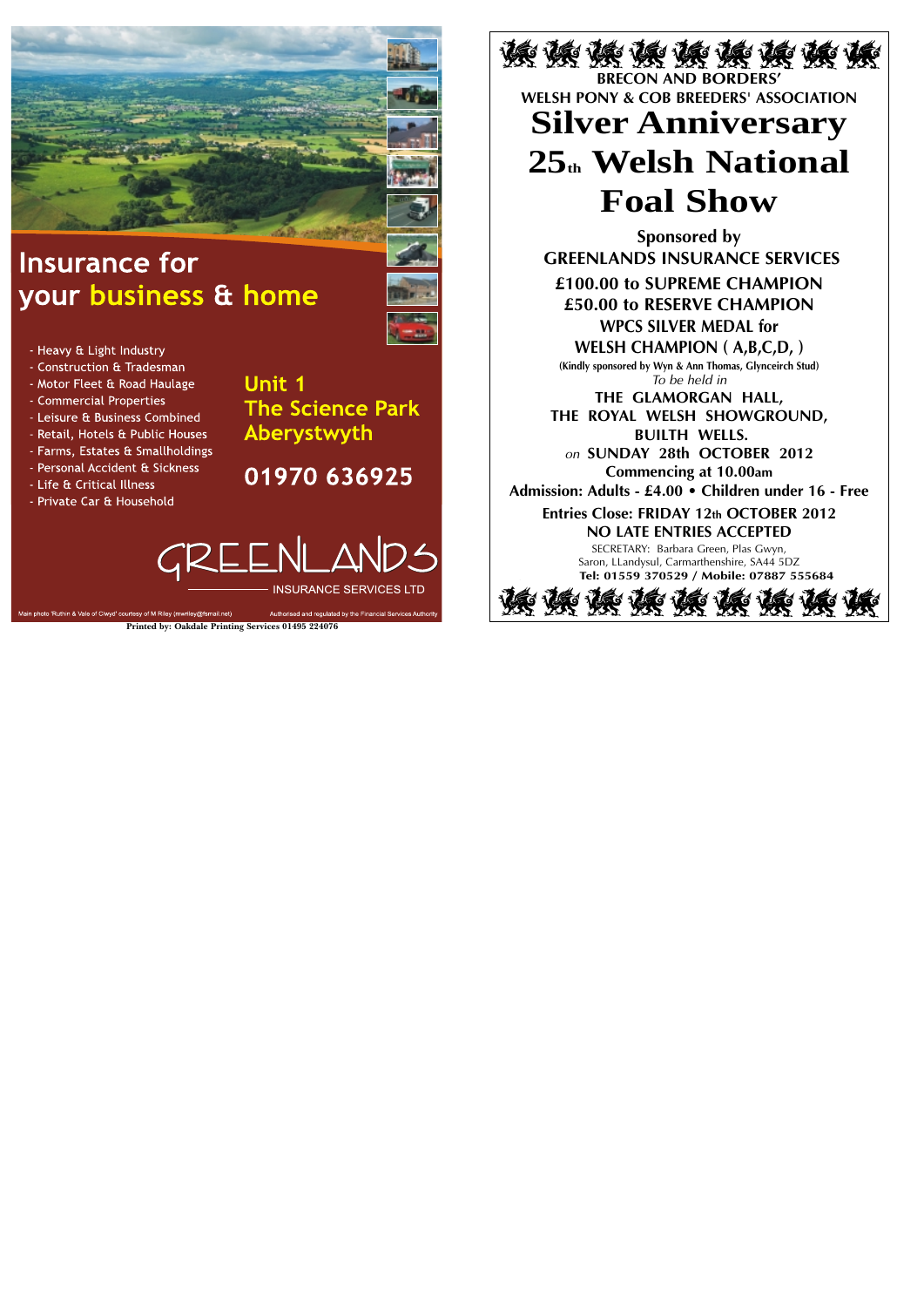# Insurance for your business & home

- Heavy & Light Industry
- Construction & Tradesman
- Motor Fleet & Road Haulage
- Commercial Properties
- Leisure & Business Combined
- Retail, Hotels & Public Houses
- Farms, Estates & Smallholdings
- Personal Accident & Sickness
- Life & Critical Illness
- Private Car & Household

**Unit 1**
**The Science Park**
**Aberystwyth**

**01970 636925**

GREENLANDS
INSURANCE SERVICES LTD

Main photo 'Ruthin & Vale of Clwyd' courtesy of M Riley (mwriley@fsmail.net)

Authorised and regulated by the Financial Services Authority

Printed by: Oakdale Printing Services 01495 224076

---

**BRECON AND BORDERS'**
**WELSH PONY & COB BREEDERS' ASSOCIATION**

# Silver Anniversary 25th Welsh National Foal Show

**Sponsored by**
**GREENLANDS INSURANCE SERVICES**

**£100.00 to SUPREME CHAMPION**
**£50.00 to RESERVE CHAMPION**
**WPCS SILVER MEDAL for**
**WELSH CHAMPION ( A,B,C,D, )**

(Kindly sponsored by Wyn & Ann Thomas, Glynceirch Stud)

*To be held in*

**THE GLAMORGAN HALL,**
**THE ROYAL WELSH SHOWGROUND,**
**BUILTH WELLS.**

*on* **SUNDAY 28th OCTOBER 2012**
**Commencing at 10.00am**

**Admission: Adults - £4.00 • Children under 16 - Free**

**Entries Close: FRIDAY 12th OCTOBER 2012**
**NO LATE ENTRIES ACCEPTED**

SECRETARY: Barbara Green, Plas Gwyn,
Saron, LLandysul, Carmarthenshire, SA44 5DZ
**Tel: 01559 370529 / Mobile: 07887 555684**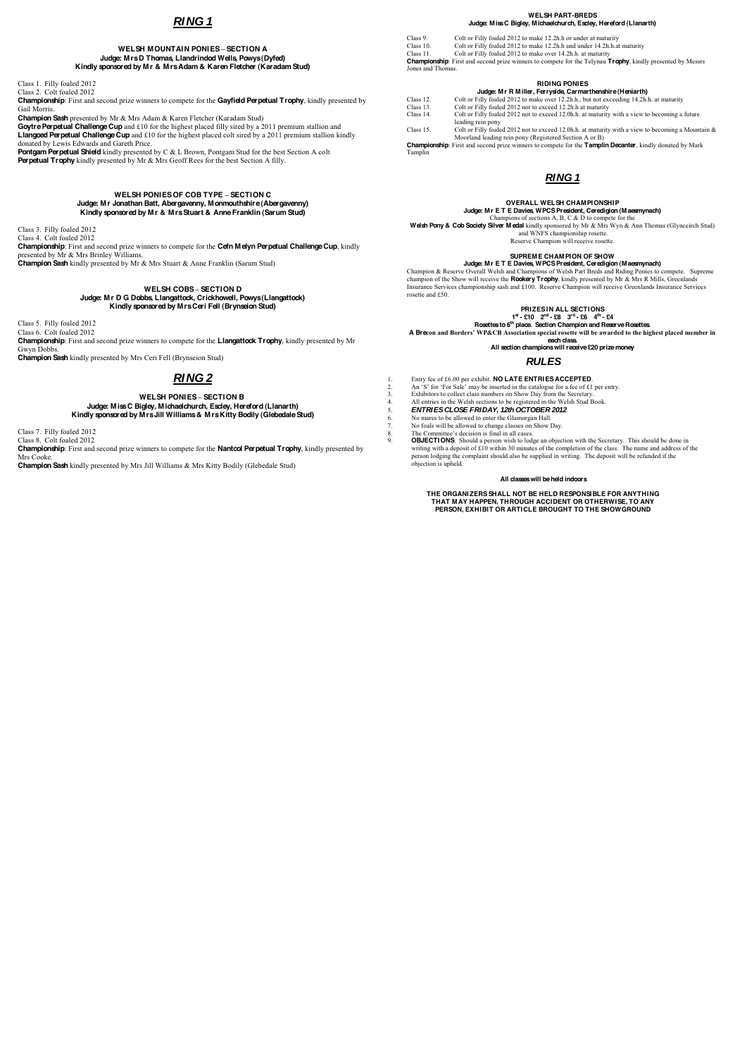# *RING 1*

### WELSH MOUNTAIN PONIES – SECTION A

**Judge: Mrs D Thomas, Llandrindod Wells, Powys (Dyfed)**
**Kindly sponsored by Mr & Mrs Adam & Karen Fletcher (Karadam Stud)**

Class 1. Filly foaled 2012
Class 2. Colt foaled 2012

**Championship**: First and second prize winners to compete for the **Gayfield Perpetual Trophy**, kindly presented by Gail Morris.

**Champion Sash** presented by Mr & Mrs Adam & Karen Fletcher (Karadam Stud)

**Goytre Perpetual Challenge Cup** and £10 for the highest placed filly sired by a 2011 premium stallion and **Llangoed Perpetual Challenge Cup** and £10 for the highest placed colt sired by a 2011 premium stallion kindly donated by Lewis Edwards and Gareth Price.

**Pontgam Perpetual Shield** kindly presented by C & L Brown, Pontgam Stud for the best Section A colt

**Perpetual Trophy** kindly presented by Mr & Mrs Geoff Rees for the best Section A filly.

### WELSH PONIES OF COB TYPE – SECTION C

**Judge: Mr Jonathan Batt, Abergavenny, Monmouthshire (Abergavenny)**
**Kindly sponsored by Mr & Mrs Stuart & Anne Franklin (Sarum Stud)**

Class 3. Filly foaled 2012
Class 4. Colt foaled 2012

**Championship**: First and second prize winners to compete for the **Cefn Melyn Perpetual Challenge Cup**, kindly presented by Mr & Mrs Brinley Williams.

**Champion Sash** kindly presented by Mr & Mrs Stuart & Anne Franklin (Sarum Stud)

### WELSH COBS – SECTION D

**Judge: Mr D G Dobbs, Llangattock, Crickhowell, Powys (Llangattock)**
**Kindly sponsored by Mrs Ceri Fell (Brynseion Stud)**

Class 5. Filly foaled 2012
Class 6. Colt foaled 2012

**Championship**: First and second prize winners to compete for the **Llangattock Trophy**, kindly presented by Mr Gwyn Dobbs.

**Champion Sash** kindly presented by Mrs Ceri Fell (Brynseion Stud)

# *RING 2*

### WELSH PONIES – SECTION B

**Judge: Miss C Bigley, Michaelchurch, Escley, Hereford (Llanarth)**
**Kindly sponsored by Mrs Jill Williams & Mrs Kitty Bodily (Glebedale Stud)**

Class 7. Filly foaled 2012
Class 8. Colt foaled 2012

**Championship**: First and second prize winners to compete for the **Nantcol Perpetual Trophy**, kindly presented by Mrs Cooke.

**Champion Sash** kindly presented by Mrs Jill Williams & Mrs Kitty Bodily (Glebedale Stud)

### WELSH PART-BREDS

**Judge: Miss C Bigley, Michaelchurch, Escley, Hereford (Llanarth)**

Class 9. Colt or Filly foaled 2012 to make 12.2h.h or under at maturity
Class 10. Colt or Filly foaled 2012 to make 12.2h.h and under 14.2h.h.at maturity
Class 11. Colt or Filly foaled 2012 to make over 14.2h.h. at maturity

**Championship**: First and second prize winners to compete for the Telynau **Trophy**, kindly presented by Messrs Jones and Thomas.

### RIDING PONIES

**Judge: Mr R Miller, Ferryside, Carmarthenshire (Heniarth)**

Class 12. Colt or Filly foaled 2012 to make over 12.2h.h., but not exceeding 14.2h.h. at maturity
Class 13. Colt or Filly foaled 2012 not to exceed 12.2h.h at maturity
Class 14. Colt or Filly foaled 2012 not to exceed 12.0h.h. at maturity with a view to becoming a future leading rein pony
Class 15. Colt or Filly foaled 2012 not to exceed 12.0h.h. at maturity with a view to becoming a Mountain & Moorland leading rein pony (Registered Section A or B)

**Championship**: First and second prize winners to compete for the **Tamplin Decanter**, kindly donated by Mark Tamplin

# *RING 1*

### OVERALL WELSH CHAMPIONSHIP

**Judge: Mr E T E Davies, WPCS President, Ceredigion (Maesmynach)**

Champions of sections A, B, C & D to compete for the **Welsh Pony & Cob Society Silver Medal** kindly sponsored by Mr & Mrs Wyn & Ann Thomas (Glynceirch Stud) and WNFS championship rosette.
Reserve Champion will receive rosette.

### SUPREME CHAMPION OF SHOW

**Judge: Mr E T E Davies, WPCS President, Ceredigion (Maesmynach)**

Champion & Reserve Overall Welsh and Champions of Welsh Part Breds and Riding Ponies to compete. Supreme champion of the Show will receive the **Rookery Trophy**, kindly presented by Mr & Mrs R Mills, Greenlands Insurance Services championship sash and £100. Reserve Champion will receive Greenlands Insurance Services rosette and £50.

### PRIZES IN ALL SECTIONS

**1st - £10 2nd - £8 3rd - £6 4th - £4**

**Rosettes to 6th place. Section Champion and Reserve Rosettes.**

**A Brecon and Borders' WP&CB Association special rosette will be awarded to the highest placed member in each class.**

**All section champions will receive £20 prize money**

## *RULES*

1. Entry fee of £6.00 per exhibit. **NO LATE ENTRIES ACCEPTED**.
2. An 'S' for 'For Sale' may be inserted in the catalogue for a fee of £1 per entry.
3. Exhibitors to collect class numbers on Show Day from the Secretary.
4. All entries in the Welsh sections to be registered in the Welsh Stud Book.
5. ***ENTRIES CLOSE FRIDAY, 12th OCTOBER 2012***
6. No mares to be allowed to enter the Glamorgan Hall.
7. No foals will be allowed to change classes on Show Day.
8. The Committee's decision is final in all cases.
9. **OBJECTIONS**: Should a person wish to lodge an objection with the Secretary. This should be done in writing with a deposit of £10 within 30 minutes of the completion of the class. The name and address of the person lodging the complaint should also be supplied in writing. The deposit will be refunded if the objection is upheld.

**All classes will be held indoors**

**THE ORGANIZERS SHALL NOT BE HELD RESPONSIBLE FOR ANYTHING THAT MAY HAPPEN, THROUGH ACCIDENT OR OTHERWISE, TO ANY PERSON, EXHIBIT OR ARTICLE BROUGHT TO THE SHOWGROUND**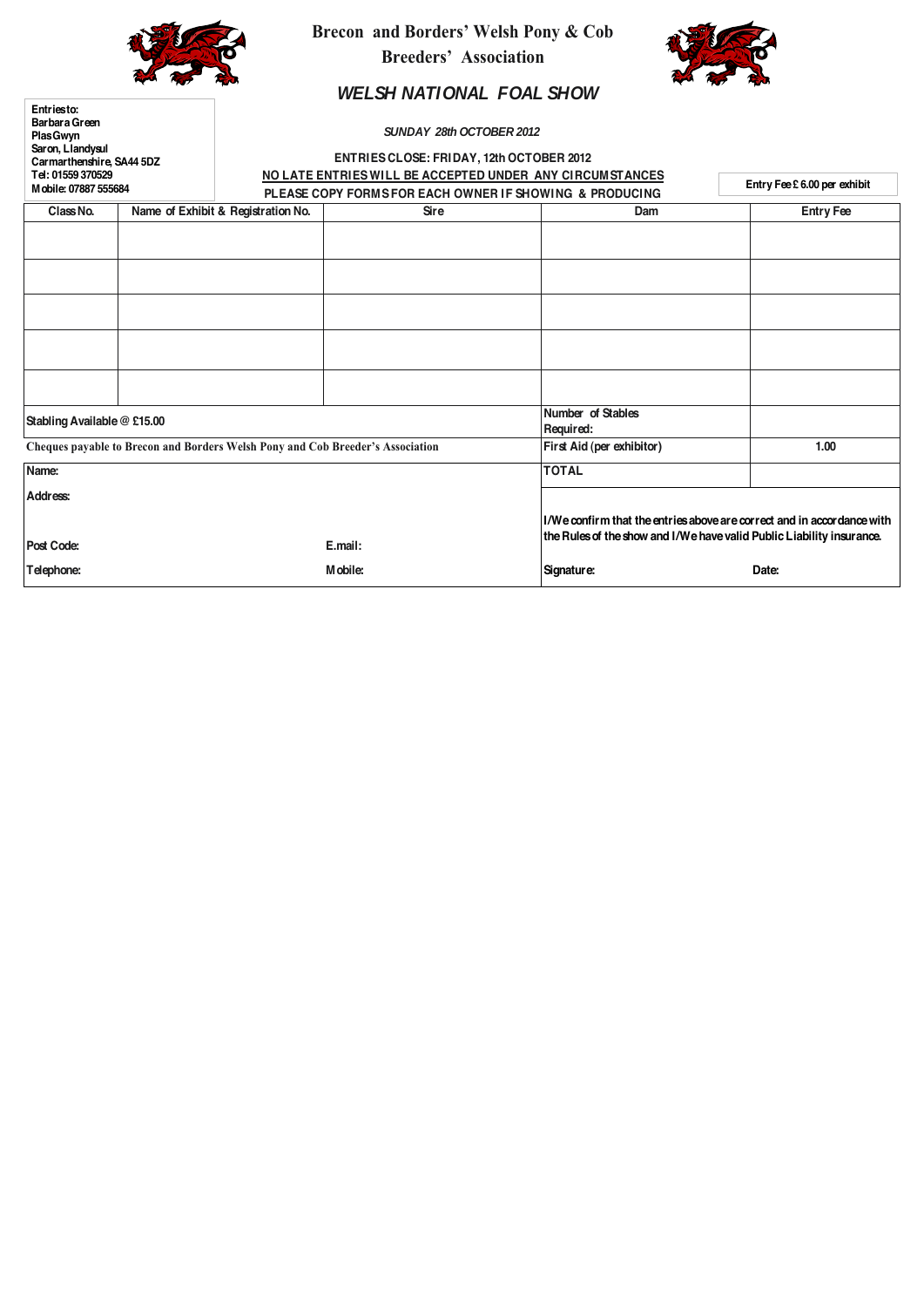# Brecon and Borders' Welsh Pony & Cob Breeders' Association

## *WELSH NATIONAL FOAL SHOW*

**Entries to:**
**Barbara Green**
**Plas Gwyn**
**Saron, Llandysul**
**Carmarthenshire, SA44 5DZ**
**Tel: 01559 370529**
**Mobile: 07887 555684**

***SUNDAY 28th OCTOBER 2012***

**ENTRIES CLOSE: FRIDAY, 12th OCTOBER 2012**

**NO LATE ENTRIES WILL BE ACCEPTED UNDER ANY CIRCUMSTANCES**

**PLEASE COPY FORMS FOR EACH OWNER IF SHOWING & PRODUCING**

**Entry Fee £ 6.00 per exhibit**

| Class No. | Name of Exhibit & Registration No. | Sire | Dam | Entry Fee |
|---|---|---|---|---|
| | | | | |
| | | | | |
| | | | | |
| | | | | |
| | | | | |
| Stabling Available @ £15.00 | | | Number of Stables Required: | |
| Cheques payable to Brecon and Borders Welsh Pony and Cob Breeder's Association | | | First Aid (per exhibitor) | 1.00 |
| Name: | | | TOTAL | |

**Address:**

**Post Code:** **E.mail:**

**Telephone:** **Mobile:**

**I/We confirm that the entries above are correct and in accordance with the Rules of the show and I/We have valid Public Liability insurance.**

**Signature:** **Date:**